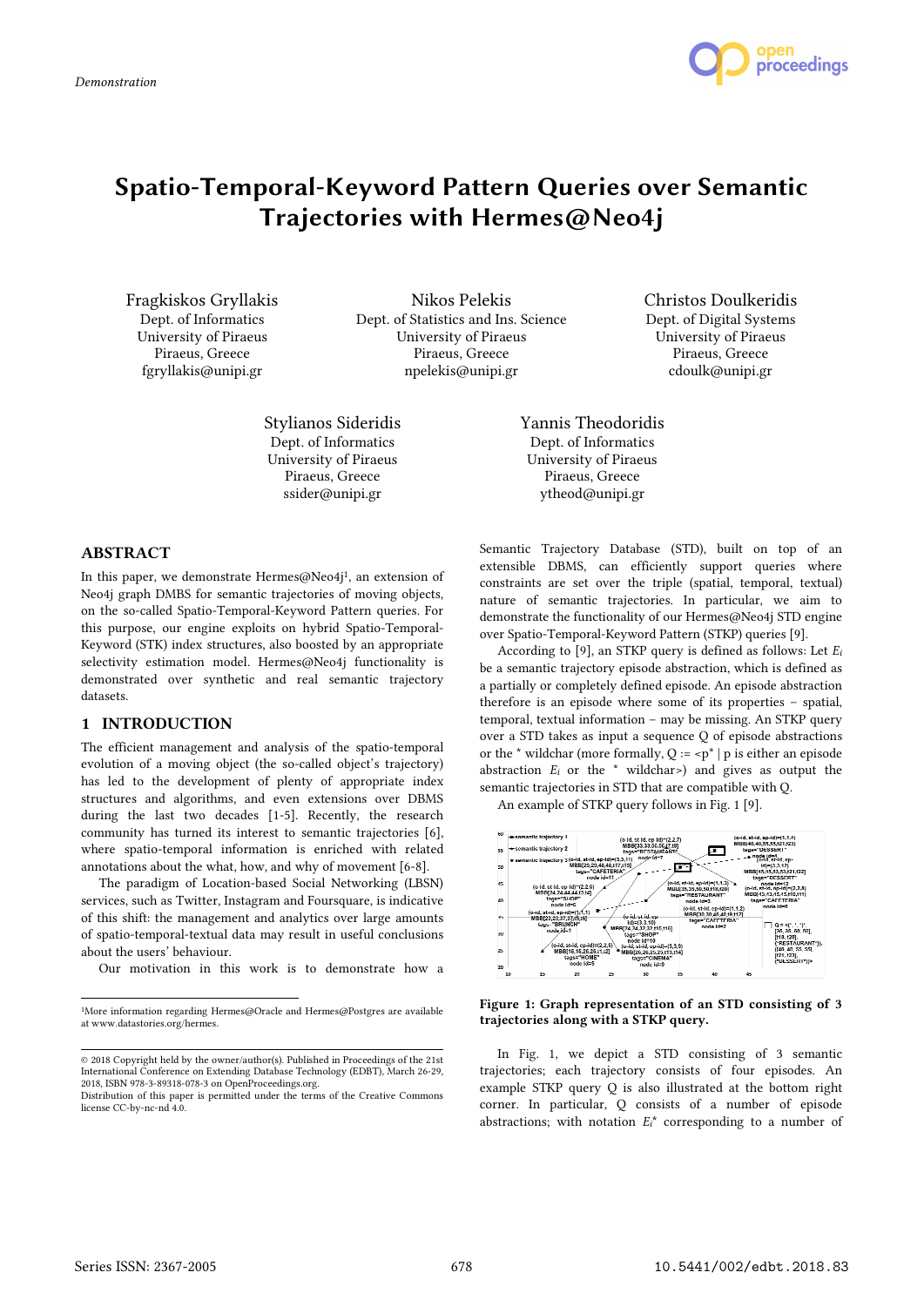Demonstration

# Spatio-Temporal-Keyword Pattern Queries over Semantic Trajectories with Hermes@Neo4j

Fragkiskos Gryllakis
Dept. of Informatics
University of Piraeus
Piraeus, Greece
fgryllakis@unipi.gr

Nikos Pelekis
Dept. of Statistics and Ins. Science
University of Piraeus
Piraeus, Greece
npelekis@unipi.gr

Christos Doulkeridis
Dept. of Digital Systems
University of Piraeus
Piraeus, Greece
cdoulk@unipi.gr

Stylianos Sideridis
Dept. of Informatics
University of Piraeus
Piraeus, Greece
ssider@unipi.gr

Yannis Theodoridis
Dept. of Informatics
University of Piraeus
Piraeus, Greece
ytheod@unipi.gr

## ABSTRACT

In this paper, we demonstrate Hermes@Neo4j[1], an extension of Neo4j graph DMBS for semantic trajectories of moving objects, on the so-called Spatio-Temporal-Keyword Pattern Queries. For this purpose, our engine exploits on hybrid Spatio-Temporal-Keyword (STK) index structures, also boosted by an appropriate selectivity estimation model. Hermes@Neo4j functionality is demonstrated over synthetic and real semantic trajectory datasets.

## 1 INTRODUCTION

The efficient management and analysis of the spatio-temporal evolution of a moving object (the so-called object's trajectory) has led to the development of plenty of appropriate index structures and algorithms, and even extensions over DBMS during the last two decades [1-5]. Recently, the research community has turned its interest to semantic trajectories [6], where spatio-temporal information is enriched with related annotations about the what, how, and why of movement [6-8].

The paradigm of Location-based Social Networking (LBSN) services, such as Twitter, Instagram and Foursquare, is indicative of this shift: the management and analytics over large amounts of spatio-temporal-textual data may result in useful conclusions about the users' behaviour.

Our motivation in this work is to demonstrate how a Semantic Trajectory Database (STD), built on top of an extensible DBMS, can efficiently support queries where constraints are set over the triple (spatial, temporal, textual) nature of semantic trajectories. In particular, we aim to demonstrate the functionality of our Hermes@Neo4j STD engine over Spatio-Temporal-Keyword Pattern (STKP) queries [9].

According to [9], an STKP query is defined as follows: Let $E_i$ be a semantic trajectory episode abstraction, which is defined as a partially or completely defined episode. An episode abstraction therefore is an episode where some of its properties – spatial, temporal, textual information – may be missing. An STKP query over a STD takes as input a sequence Q of episode abstractions or the * wildchar (more formally, Q := <p* | p is either an episode abstraction $E_i$ or the * wildchar>) and gives as output the semantic trajectories in STD that are compatible with Q.

An example of STKP query follows in Fig. 1 [9].

**Figure 1: Graph representation of an STD consisting of 3 trajectories along with a STKP query.**

In Fig. 1, we depict a STD consisting of 3 semantic trajectories; each trajectory consists of four episodes. An example STKP query Q is also illustrated at the bottom right corner. In particular, Q consists of a number of episode abstractions; with notation $E_i^*$ corresponding to a number of

---

[1] More information regarding Hermes@Oracle and Hermes@Postgres are available at www.datastories.org/hermes.

© 2018 Copyright held by the owner/author(s). Published in Proceedings of the 21st International Conference on Extending Database Technology (EDBT), March 26-29, 2018, ISBN 978-3-89318-078-3 on OpenProceedings.org.
Distribution of this paper is permitted under the terms of the Creative Commons license CC-by-nc-nd 4.0.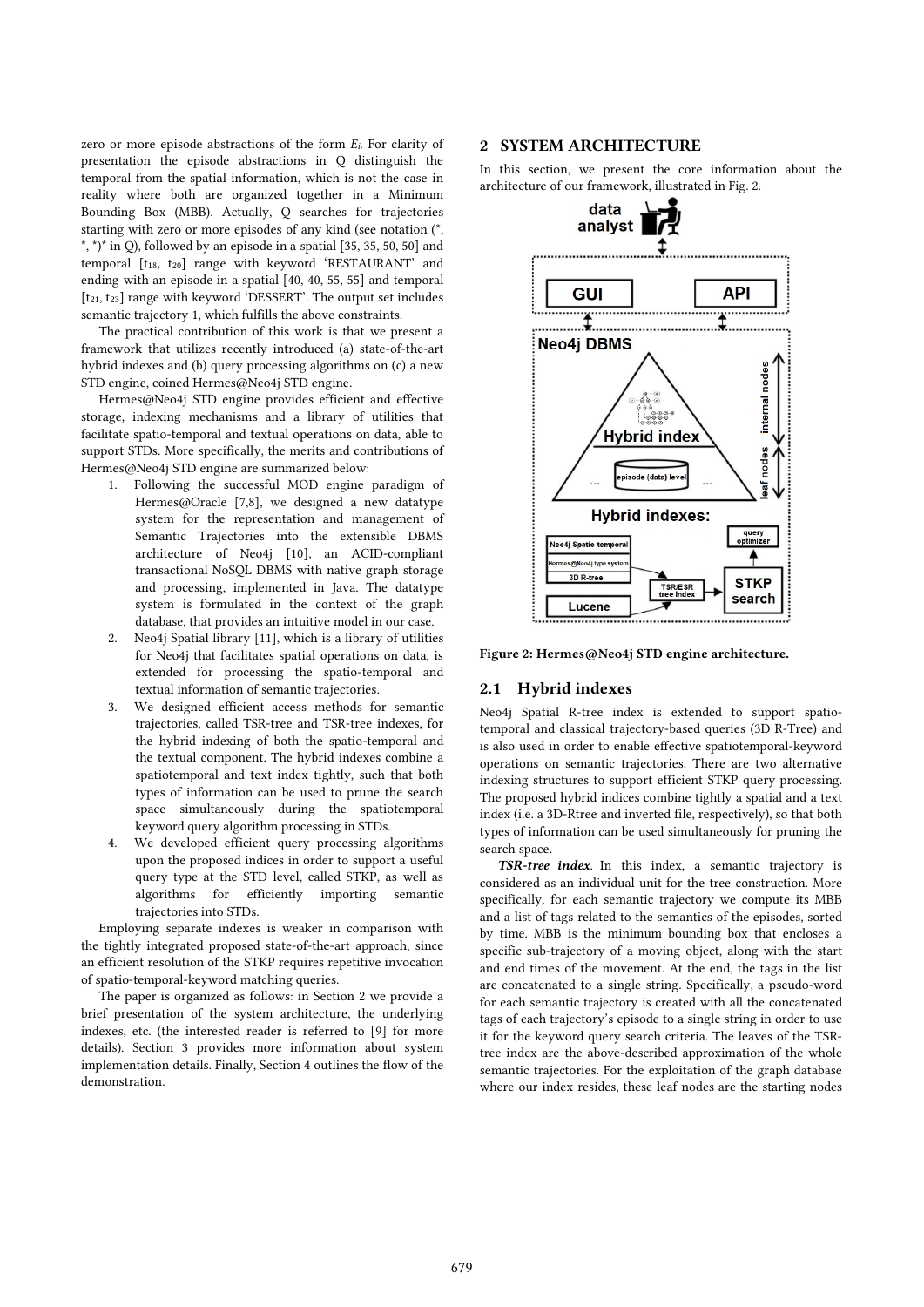zero or more episode abstractions of the form $E_i$. For clarity of presentation the episode abstractions in Q distinguish the temporal from the spatial information, which is not the case in reality where both are organized together in a Minimum Bounding Box (MBB). Actually, Q searches for trajectories starting with zero or more episodes of any kind (see notation (*, *, *)* in Q), followed by an episode in a spatial [35, 35, 50, 50] and temporal [$t_{18}$, $t_{20}$] range with keyword 'RESTAURANT' and ending with an episode in a spatial [40, 40, 55, 55] and temporal [$t_{21}$, $t_{23}$] range with keyword 'DESSERT'. The output set includes semantic trajectory 1, which fulfills the above constraints.

The practical contribution of this work is that we present a framework that utilizes recently introduced (a) state-of-the-art hybrid indexes and (b) query processing algorithms on (c) a new STD engine, coined Hermes@Neo4j STD engine.

Hermes@Neo4j STD engine provides efficient and effective storage, indexing mechanisms and a library of utilities that facilitate spatio-temporal and textual operations on data, able to support STDs. More specifically, the merits and contributions of Hermes@Neo4j STD engine are summarized below:

1. Following the successful MOD engine paradigm of Hermes@Oracle [7,8], we designed a new datatype system for the representation and management of Semantic Trajectories into the extensible DBMS architecture of Neo4j [10], an ACID-compliant transactional NoSQL DBMS with native graph storage and processing, implemented in Java. The datatype system is formulated in the context of the graph database, that provides an intuitive model in our case.
2. Neo4j Spatial library [11], which is a library of utilities for Neo4j that facilitates spatial operations on data, is extended for processing the spatio-temporal and textual information of semantic trajectories.
3. We designed efficient access methods for semantic trajectories, called TSR-tree and TSR-tree indexes, for the hybrid indexing of both the spatio-temporal and the textual component. The hybrid indexes combine a spatiotemporal and text index tightly, such that both types of information can be used to prune the search space simultaneously during the spatiotemporal keyword query algorithm processing in STDs.
4. We developed efficient query processing algorithms upon the proposed indices in order to support a useful query type at the STD level, called STKP, as well as algorithms for efficiently importing semantic trajectories into STDs.

Employing separate indexes is weaker in comparison with the tightly integrated proposed state-of-the-art approach, since an efficient resolution of the STKP requires repetitive invocation of spatio-temporal-keyword matching queries.

The paper is organized as follows: in Section 2 we provide a brief presentation of the system architecture, the underlying indexes, etc. (the interested reader is referred to [9] for more details). Section 3 provides more information about system implementation details. Finally, Section 4 outlines the flow of the demonstration.

## 2 SYSTEM ARCHITECTURE

In this section, we present the core information about the architecture of our framework, illustrated in Fig. 2.

**Figure 2: Hermes@Neo4j STD engine architecture.**

### 2.1 Hybrid indexes

Neo4j Spatial R-tree index is extended to support spatio-temporal and classical trajectory-based queries (3D R-Tree) and is also used in order to enable effective spatiotemporal-keyword operations on semantic trajectories. There are two alternative indexing structures to support efficient STKP query processing. The proposed hybrid indices combine tightly a spatial and a text index (i.e. a 3D-Rtree and inverted file, respectively), so that both types of information can be used simultaneously for pruning the search space.

***TSR-tree index***. In this index, a semantic trajectory is considered as an individual unit for the tree construction. More specifically, for each semantic trajectory we compute its MBB and a list of tags related to the semantics of the episodes, sorted by time. MBB is the minimum bounding box that encloses a specific sub-trajectory of a moving object, along with the start and end times of the movement. At the end, the tags in the list are concatenated to a single string. Specifically, a pseudo-word for each semantic trajectory is created with all the concatenated tags of each trajectory's episode to a single string in order to use it for the keyword query search criteria. The leaves of the TSR-tree index are the above-described approximation of the whole semantic trajectories. For the exploitation of the graph database where our index resides, these leaf nodes are the starting nodes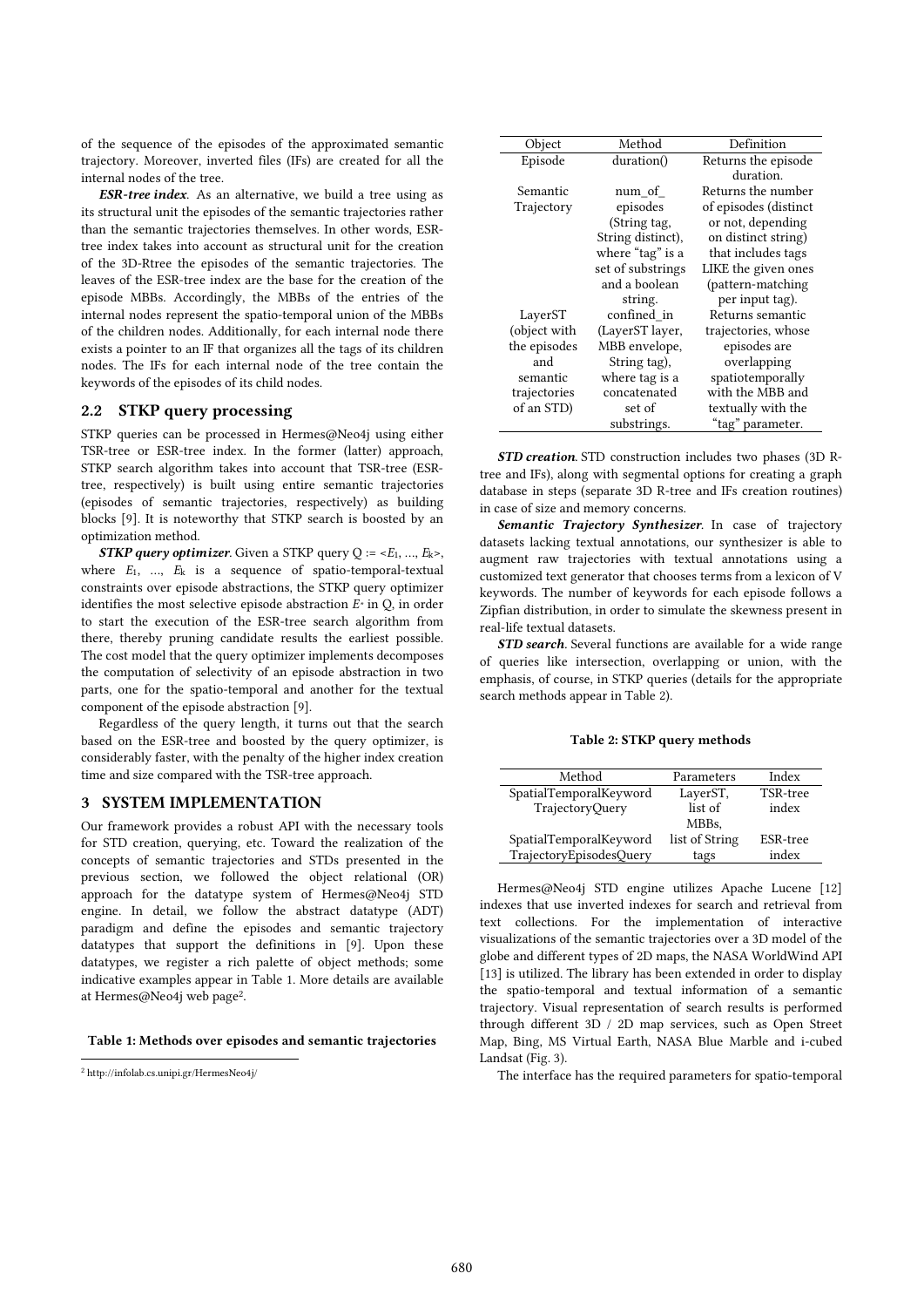of the sequence of the episodes of the approximated semantic trajectory. Moreover, inverted files (IFs) are created for all the internal nodes of the tree.

***ESR-tree index***. As an alternative, we build a tree using as its structural unit the episodes of the semantic trajectories rather than the semantic trajectories themselves. In other words, ESR-tree index takes into account as structural unit for the creation of the 3D-Rtree the episodes of the semantic trajectories. The leaves of the ESR-tree index are the base for the creation of the episode MBBs. Accordingly, the MBBs of the entries of the internal nodes represent the spatio-temporal union of the MBBs of the children nodes. Additionally, for each internal node there exists a pointer to an IF that organizes all the tags of its children nodes. The IFs for each internal node of the tree contain the keywords of the episodes of its child nodes.

## 2.2 STKP query processing

STKP queries can be processed in Hermes@Neo4j using either TSR-tree or ESR-tree index. In the former (latter) approach, STKP search algorithm takes into account that TSR-tree (ESR-tree, respectively) is built using entire semantic trajectories (episodes of semantic trajectories, respectively) as building blocks [9]. It is noteworthy that STKP search is boosted by an optimization method.

***STKP query optimizer***. Given a STKP query $Q := \langle E_1, \ldots, E_k \rangle$, where $E_1, \ldots, E_k$ is a sequence of spatio-temporal-textual constraints over episode abstractions, the STKP query optimizer identifies the most selective episode abstraction $E^*$ in Q, in order to start the execution of the ESR-tree search algorithm from there, thereby pruning candidate results the earliest possible. The cost model that the query optimizer implements decomposes the computation of selectivity of an episode abstraction in two parts, one for the spatio-temporal and another for the textual component of the episode abstraction [9].

Regardless of the query length, it turns out that the search based on the ESR-tree and boosted by the query optimizer, is considerably faster, with the penalty of the higher index creation time and size compared with the TSR-tree approach.

# 3 SYSTEM IMPLEMENTATION

Our framework provides a robust API with the necessary tools for STD creation, querying, etc. Toward the realization of the concepts of semantic trajectories and STDs presented in the previous section, we followed the object relational (OR) approach for the datatype system of Hermes@Neo4j STD engine. In detail, we follow the abstract datatype (ADT) paradigm and define the episodes and semantic trajectory datatypes that support the definitions in [9]. Upon these datatypes, we register a rich palette of object methods; some indicative examples appear in Table 1. More details are available at Hermes@Neo4j web page[2].

**Table 1: Methods over episodes and semantic trajectories**

| Object | Method | Definition |
|---|---|---|
| Episode | duration() | Returns the episode duration. |
| Semantic Trajectory | num_of_ episodes (String tag, String distinct), where "tag" is a set of substrings and a boolean string. | Returns the number of episodes (distinct or not, depending on distinct string) that includes tags LIKE the given ones (pattern-matching per input tag). |
| LayerST (object with the episodes and semantic trajectories of an STD) | confined_in (LayerST layer, MBB envelope, String tag), where tag is a concatenated set of substrings. | Returns semantic trajectories, whose episodes are overlapping spatiotemporally with the MBB and textually with the "tag" parameter. |

***STD creation***. STD construction includes two phases (3D R-tree and IFs), along with segmental options for creating a graph database in steps (separate 3D R-tree and IFs creation routines) in case of size and memory concerns.

***Semantic Trajectory Synthesizer***. In case of trajectory datasets lacking textual annotations, our synthesizer is able to augment raw trajectories with textual annotations using a customized text generator that chooses terms from a lexicon of V keywords. The number of keywords for each episode follows a Zipfian distribution, in order to simulate the skewness present in real-life textual datasets.

***STD search***. Several functions are available for a wide range of queries like intersection, overlapping or union, with the emphasis, of course, in STKP queries (details for the appropriate search methods appear in Table 2).

**Table 2: STKP query methods**

| Method | Parameters | Index |
|---|---|---|
| SpatialTemporalKeyword TrajectoryQuery | LayerST, list of MBBs, | TSR-tree index |
| SpatialTemporalKeyword TrajectoryEpisodesQuery | list of String tags | ESR-tree index |

Hermes@Neo4j STD engine utilizes Apache Lucene [12] indexes that use inverted indexes for search and retrieval from text collections. For the implementation of interactive visualizations of the semantic trajectories over a 3D model of the globe and different types of 2D maps, the NASA WorldWind API [13] is utilized. The library has been extended in order to display the spatio-temporal and textual information of a semantic trajectory. Visual representation of search results is performed through different 3D / 2D map services, such as Open Street Map, Bing, MS Virtual Earth, NASA Blue Marble and i-cubed Landsat (Fig. 3).

The interface has the required parameters for spatio-temporal

[2] http://infolab.cs.unipi.gr/HermesNeo4j/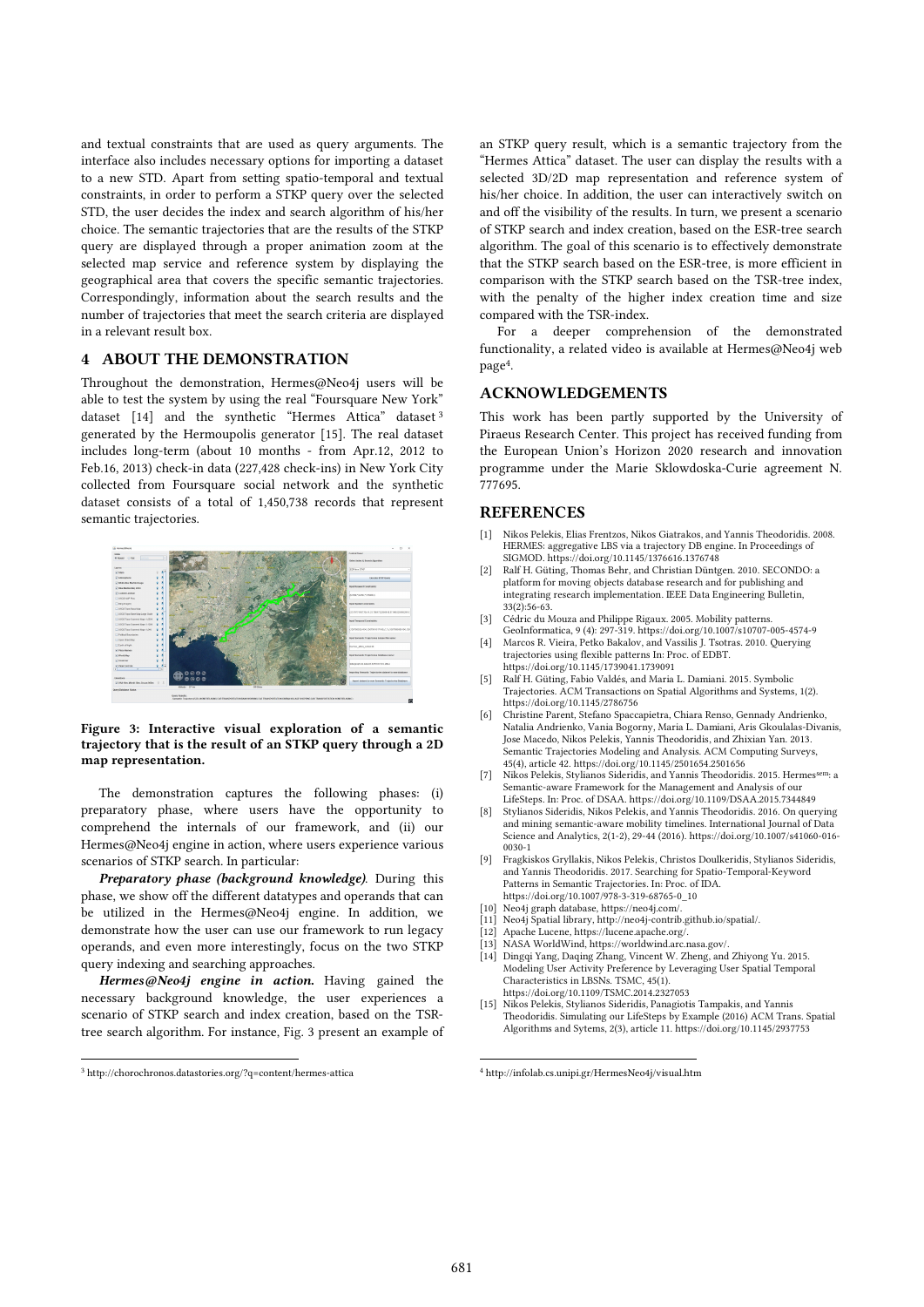and textual constraints that are used as query arguments. The interface also includes necessary options for importing a dataset to a new STD. Apart from setting spatio-temporal and textual constraints, in order to perform a STKP query over the selected STD, the user decides the index and search algorithm of his/her choice. The semantic trajectories that are the results of the STKP query are displayed through a proper animation zoom at the selected map service and reference system by displaying the geographical area that covers the specific semantic trajectories. Correspondingly, information about the search results and the number of trajectories that meet the search criteria are displayed in a relevant result box.

## 4 ABOUT THE DEMONSTRATION

Throughout the demonstration, Hermes@Neo4j users will be able to test the system by using the real "Foursquare New York" dataset [14] and the synthetic "Hermes Attica" dataset [3] generated by the Hermoupolis generator [15]. The real dataset includes long-term (about 10 months - from Apr.12, 2012 to Feb.16, 2013) check-in data (227,428 check-ins) in New York City collected from Foursquare social network and the synthetic dataset consists of a total of 1,450,738 records that represent semantic trajectories.

**Figure 3: Interactive visual exploration of a semantic trajectory that is the result of an STKP query through a 2D map representation.**

The demonstration captures the following phases: (i) preparatory phase, where users have the opportunity to comprehend the internals of our framework, and (ii) our Hermes@Neo4j engine in action, where users experience various scenarios of STKP search. In particular:

***Preparatory phase (background knowledge).*** During this phase, we show off the different datatypes and operands that can be utilized in the Hermes@Neo4j engine. In addition, we demonstrate how the user can use our framework to run legacy operands, and even more interestingly, focus on the two STKP query indexing and searching approaches.

***Hermes@Neo4j engine in action.*** Having gained the necessary background knowledge, the user experiences a scenario of STKP search and index creation, based on the TSR-tree search algorithm. For instance, Fig. 3 present an example of an STKP query result, which is a semantic trajectory from the "Hermes Attica" dataset. The user can display the results with a selected 3D/2D map representation and reference system of his/her choice. In addition, the user can interactively switch on and off the visibility of the results. In turn, we present a scenario of STKP search and index creation, based on the ESR-tree search algorithm. The goal of this scenario is to effectively demonstrate that the STKP search based on the ESR-tree, is more efficient in comparison with the STKP search based on the TSR-tree index, with the penalty of the higher index creation time and size compared with the TSR-index.

For a deeper comprehension of the demonstrated functionality, a related video is available at Hermes@Neo4j web page[4].

[3] http://chorochronos.datastories.org/?q=content/hermes-attica

[4] http://infolab.cs.unipi.gr/HermesNeo4j/visual.htm

## ACKNOWLEDGEMENTS

This work has been partly supported by the University of Piraeus Research Center. This project has received funding from the European Union's Horizon 2020 research and innovation programme under the Marie Sklowdoska-Curie agreement N. 777695.

## REFERENCES

[1] Nikos Pelekis, Elias Frentzos, Nikos Giatrakos, and Yannis Theodoridis. 2008. HERMES: aggregative LBS via a trajectory DB engine. In Proceedings of SIGMOD. https://doi.org/10.1145/1376616.1376748

[2] Ralf H. Güting, Thomas Behr, and Christian Düntgen. 2010. SECONDO: a platform for moving objects database research and for publishing and integrating research implementation. IEEE Data Engineering Bulletin, 33(2):56-63.

[3] Cédric du Mouza and Philippe Rigaux. 2005. Mobility patterns. GeoInformatica, 9 (4): 297-319. https://doi.org/10.1007/s10707-005-4574-9

[4] Marcos R. Vieira, Petko Bakalov, and Vassilis J. Tsotras. 2010. Querying trajectories using flexible patterns In: Proc. of EDBT. https://doi.org/10.1145/1739041.1739091

[5] Ralf H. Güting, Fabio Valdés, and Maria L. Damiani. 2015. Symbolic Trajectories. ACM Transactions on Spatial Algorithms and Systems, 1(2). https://doi.org/10.1145/2786756

[6] Christine Parent, Stefano Spaccapietra, Chiara Renso, Gennady Andrienko, Natalia Andrienko, Vania Bogorny, Maria L. Damiani, Aris Gkoulalas-Divanis, Jose Macedo, Nikos Pelekis, Yannis Theodoridis, and Zhixian Yan. 2013. Semantic Trajectories Modeling and Analysis. ACM Computing Surveys, 45(4), article 42. https://doi.org/10.1145/2501654.2501656

[7] Nikos Pelekis, Stylianos Sideridis, and Yannis Theodoridis. 2015. Hermes$^{sem}$: a Semantic-aware Framework for the Management and Analysis of our LifeSteps. In: Proc. of DSAA. https://doi.org/10.1109/DSAA.2015.7344849

[8] Stylianos Sideridis, Nikos Pelekis, and Yannis Theodoridis. 2016. On querying and mining semantic-aware mobility timelines. International Journal of Data Science and Analytics, 2(1-2), 29-44 (2016). https://doi.org/10.1007/s41060-016-0030-1

[9] Fragkiskos Gryllakis, Nikos Pelekis, Christos Doulkeridis, Stylianos Sideridis, and Yannis Theodoridis. 2017. Searching for Spatio-Temporal-Keyword Patterns in Semantic Trajectories. In: Proc. of IDA. https://doi.org/10.1007/978-3-319-68765-0_10

[10] Neo4j graph database, https://neo4j.com/.

[11] Neo4j Spatial library, http://neo4j-contrib.github.io/spatial/.

[12] Apache Lucene, https://lucene.apache.org/.

[13] NASA WorldWind, https://worldwind.arc.nasa.gov/.

[14] Dingqi Yang, Daqing Zhang, Vincent W. Zheng, and Zhiyong Yu. 2015. Modeling User Activity Preference by Leveraging User Spatial Temporal Characteristics in LBSNs. TSMC, 45(1). https://doi.org/10.1109/TSMC.2014.2327053

[15] Nikos Pelekis, Stylianos Sideridis, Panagiotis Tampakis, and Yannis Theodoridis. Simulating our LifeSteps by Example (2016) ACM Trans. Spatial Algorithms and Sytems, 2(3), article 11. https://doi.org/10.1145/2937753